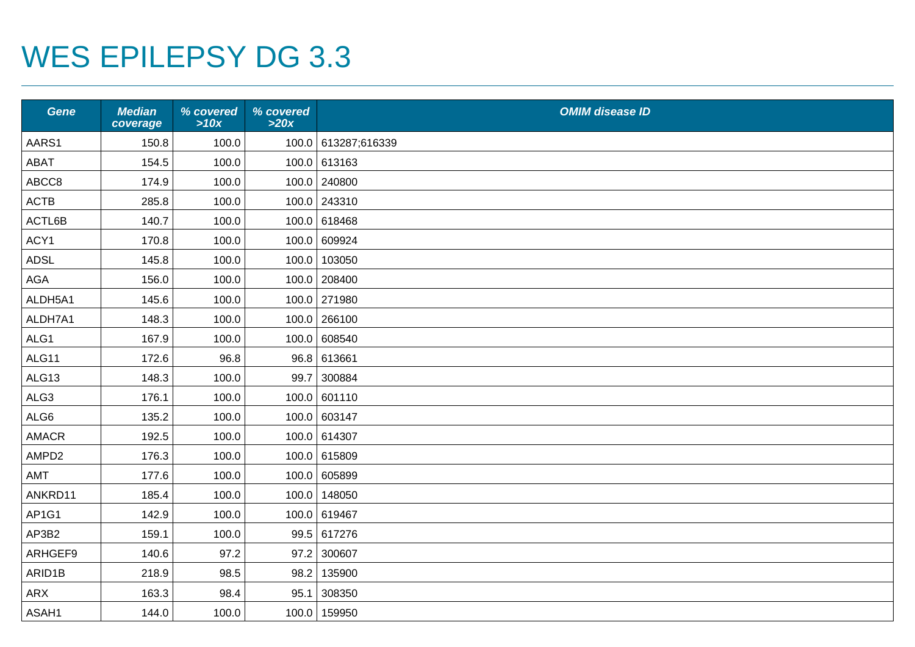# WES EPILEPSY DG 3.3

| Gene | Median coverage | % covered >10x | % covered >20x | OMIM disease ID |
|---|---|---|---|---|
| AARS1 | 150.8 | 100.0 | 100.0 | 613287;616339 |
| ABAT | 154.5 | 100.0 | 100.0 | 613163 |
| ABCC8 | 174.9 | 100.0 | 100.0 | 240800 |
| ACTB | 285.8 | 100.0 | 100.0 | 243310 |
| ACTL6B | 140.7 | 100.0 | 100.0 | 618468 |
| ACY1 | 170.8 | 100.0 | 100.0 | 609924 |
| ADSL | 145.8 | 100.0 | 100.0 | 103050 |
| AGA | 156.0 | 100.0 | 100.0 | 208400 |
| ALDH5A1 | 145.6 | 100.0 | 100.0 | 271980 |
| ALDH7A1 | 148.3 | 100.0 | 100.0 | 266100 |
| ALG1 | 167.9 | 100.0 | 100.0 | 608540 |
| ALG11 | 172.6 | 96.8 | 96.8 | 613661 |
| ALG13 | 148.3 | 100.0 | 99.7 | 300884 |
| ALG3 | 176.1 | 100.0 | 100.0 | 601110 |
| ALG6 | 135.2 | 100.0 | 100.0 | 603147 |
| AMACR | 192.5 | 100.0 | 100.0 | 614307 |
| AMPD2 | 176.3 | 100.0 | 100.0 | 615809 |
| AMT | 177.6 | 100.0 | 100.0 | 605899 |
| ANKRD11 | 185.4 | 100.0 | 100.0 | 148050 |
| AP1G1 | 142.9 | 100.0 | 100.0 | 619467 |
| AP3B2 | 159.1 | 100.0 | 99.5 | 617276 |
| ARHGEF9 | 140.6 | 97.2 | 97.2 | 300607 |
| ARID1B | 218.9 | 98.5 | 98.2 | 135900 |
| ARX | 163.3 | 98.4 | 95.1 | 308350 |
| ASAH1 | 144.0 | 100.0 | 100.0 | 159950 |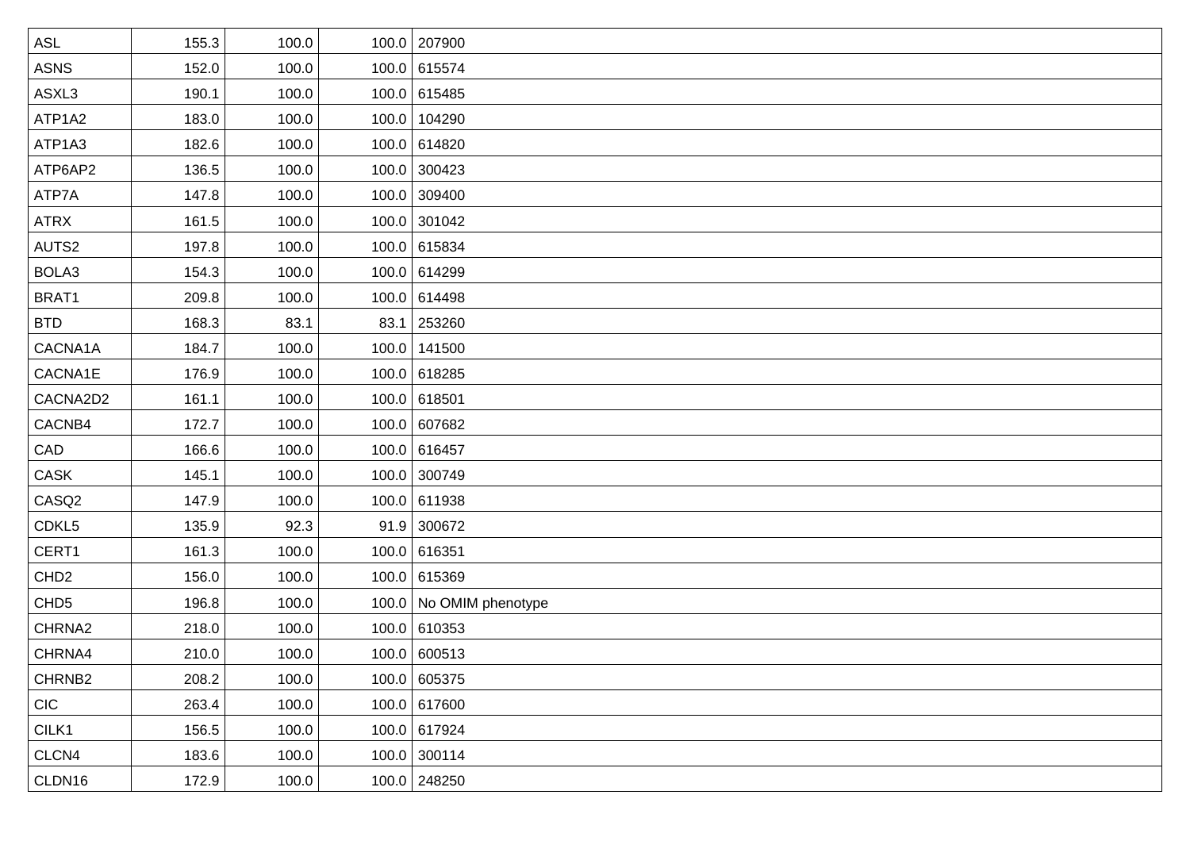| | | | | |
|---|---|---|---|---|
| ASL | 155.3 | 100.0 | 100.0 | 207900 |
| ASNS | 152.0 | 100.0 | 100.0 | 615574 |
| ASXL3 | 190.1 | 100.0 | 100.0 | 615485 |
| ATP1A2 | 183.0 | 100.0 | 100.0 | 104290 |
| ATP1A3 | 182.6 | 100.0 | 100.0 | 614820 |
| ATP6AP2 | 136.5 | 100.0 | 100.0 | 300423 |
| ATP7A | 147.8 | 100.0 | 100.0 | 309400 |
| ATRX | 161.5 | 100.0 | 100.0 | 301042 |
| AUTS2 | 197.8 | 100.0 | 100.0 | 615834 |
| BOLA3 | 154.3 | 100.0 | 100.0 | 614299 |
| BRAT1 | 209.8 | 100.0 | 100.0 | 614498 |
| BTD | 168.3 | 83.1 | 83.1 | 253260 |
| CACNA1A | 184.7 | 100.0 | 100.0 | 141500 |
| CACNA1E | 176.9 | 100.0 | 100.0 | 618285 |
| CACNA2D2 | 161.1 | 100.0 | 100.0 | 618501 |
| CACNB4 | 172.7 | 100.0 | 100.0 | 607682 |
| CAD | 166.6 | 100.0 | 100.0 | 616457 |
| CASK | 145.1 | 100.0 | 100.0 | 300749 |
| CASQ2 | 147.9 | 100.0 | 100.0 | 611938 |
| CDKL5 | 135.9 | 92.3 | 91.9 | 300672 |
| CERT1 | 161.3 | 100.0 | 100.0 | 616351 |
| CHD2 | 156.0 | 100.0 | 100.0 | 615369 |
| CHD5 | 196.8 | 100.0 | 100.0 | No OMIM phenotype |
| CHRNA2 | 218.0 | 100.0 | 100.0 | 610353 |
| CHRNA4 | 210.0 | 100.0 | 100.0 | 600513 |
| CHRNB2 | 208.2 | 100.0 | 100.0 | 605375 |
| CIC | 263.4 | 100.0 | 100.0 | 617600 |
| CILK1 | 156.5 | 100.0 | 100.0 | 617924 |
| CLCN4 | 183.6 | 100.0 | 100.0 | 300114 |
| CLDN16 | 172.9 | 100.0 | 100.0 | 248250 |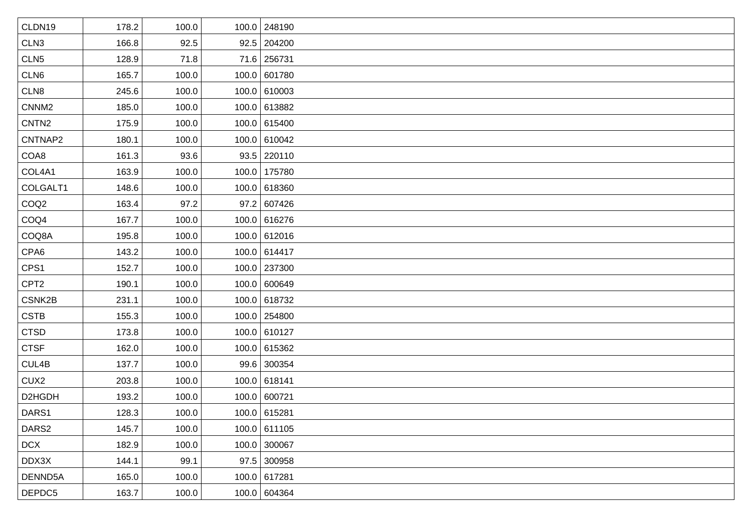| | | | | |
|---|---|---|---|---|
| CLDN19 | 178.2 | 100.0 | 100.0 | 248190 |
| CLN3 | 166.8 | 92.5 | 92.5 | 204200 |
| CLN5 | 128.9 | 71.8 | 71.6 | 256731 |
| CLN6 | 165.7 | 100.0 | 100.0 | 601780 |
| CLN8 | 245.6 | 100.0 | 100.0 | 610003 |
| CNNM2 | 185.0 | 100.0 | 100.0 | 613882 |
| CNTN2 | 175.9 | 100.0 | 100.0 | 615400 |
| CNTNAP2 | 180.1 | 100.0 | 100.0 | 610042 |
| COA8 | 161.3 | 93.6 | 93.5 | 220110 |
| COL4A1 | 163.9 | 100.0 | 100.0 | 175780 |
| COLGALT1 | 148.6 | 100.0 | 100.0 | 618360 |
| COQ2 | 163.4 | 97.2 | 97.2 | 607426 |
| COQ4 | 167.7 | 100.0 | 100.0 | 616276 |
| COQ8A | 195.8 | 100.0 | 100.0 | 612016 |
| CPA6 | 143.2 | 100.0 | 100.0 | 614417 |
| CPS1 | 152.7 | 100.0 | 100.0 | 237300 |
| CPT2 | 190.1 | 100.0 | 100.0 | 600649 |
| CSNK2B | 231.1 | 100.0 | 100.0 | 618732 |
| CSTB | 155.3 | 100.0 | 100.0 | 254800 |
| CTSD | 173.8 | 100.0 | 100.0 | 610127 |
| CTSF | 162.0 | 100.0 | 100.0 | 615362 |
| CUL4B | 137.7 | 100.0 | 99.6 | 300354 |
| CUX2 | 203.8 | 100.0 | 100.0 | 618141 |
| D2HGDH | 193.2 | 100.0 | 100.0 | 600721 |
| DARS1 | 128.3 | 100.0 | 100.0 | 615281 |
| DARS2 | 145.7 | 100.0 | 100.0 | 611105 |
| DCX | 182.9 | 100.0 | 100.0 | 300067 |
| DDX3X | 144.1 | 99.1 | 97.5 | 300958 |
| DENND5A | 165.0 | 100.0 | 100.0 | 617281 |
| DEPDC5 | 163.7 | 100.0 | 100.0 | 604364 |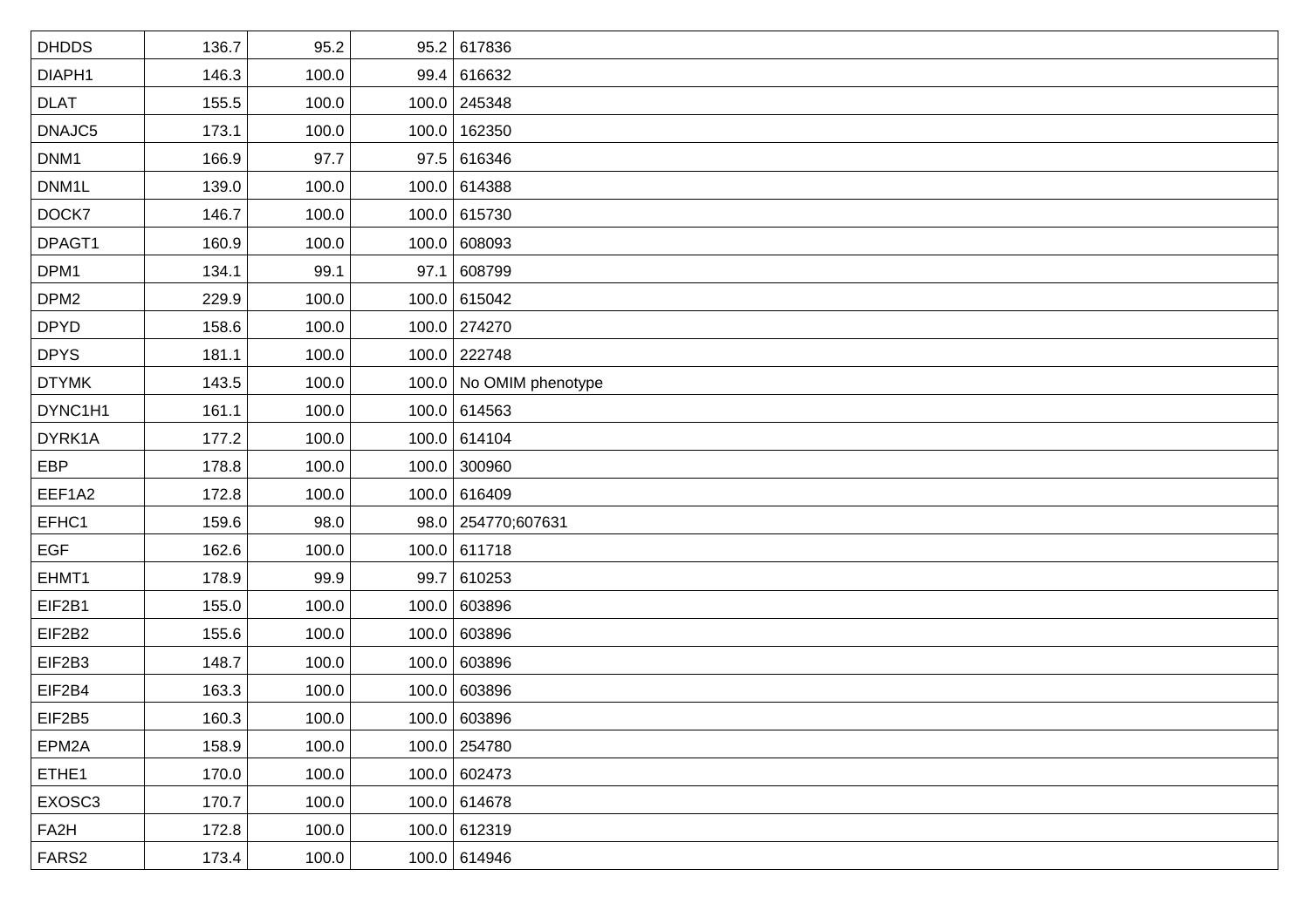| | | | | |
|---|---|---|---|---|
| DHDDS | 136.7 | 95.2 | 95.2 | 617836 |
| DIAPH1 | 146.3 | 100.0 | 99.4 | 616632 |
| DLAT | 155.5 | 100.0 | 100.0 | 245348 |
| DNAJC5 | 173.1 | 100.0 | 100.0 | 162350 |
| DNM1 | 166.9 | 97.7 | 97.5 | 616346 |
| DNM1L | 139.0 | 100.0 | 100.0 | 614388 |
| DOCK7 | 146.7 | 100.0 | 100.0 | 615730 |
| DPAGT1 | 160.9 | 100.0 | 100.0 | 608093 |
| DPM1 | 134.1 | 99.1 | 97.1 | 608799 |
| DPM2 | 229.9 | 100.0 | 100.0 | 615042 |
| DPYD | 158.6 | 100.0 | 100.0 | 274270 |
| DPYS | 181.1 | 100.0 | 100.0 | 222748 |
| DTYMK | 143.5 | 100.0 | 100.0 | No OMIM phenotype |
| DYNC1H1 | 161.1 | 100.0 | 100.0 | 614563 |
| DYRK1A | 177.2 | 100.0 | 100.0 | 614104 |
| EBP | 178.8 | 100.0 | 100.0 | 300960 |
| EEF1A2 | 172.8 | 100.0 | 100.0 | 616409 |
| EFHC1 | 159.6 | 98.0 | 98.0 | 254770;607631 |
| EGF | 162.6 | 100.0 | 100.0 | 611718 |
| EHMT1 | 178.9 | 99.9 | 99.7 | 610253 |
| EIF2B1 | 155.0 | 100.0 | 100.0 | 603896 |
| EIF2B2 | 155.6 | 100.0 | 100.0 | 603896 |
| EIF2B3 | 148.7 | 100.0 | 100.0 | 603896 |
| EIF2B4 | 163.3 | 100.0 | 100.0 | 603896 |
| EIF2B5 | 160.3 | 100.0 | 100.0 | 603896 |
| EPM2A | 158.9 | 100.0 | 100.0 | 254780 |
| ETHE1 | 170.0 | 100.0 | 100.0 | 602473 |
| EXOSC3 | 170.7 | 100.0 | 100.0 | 614678 |
| FA2H | 172.8 | 100.0 | 100.0 | 612319 |
| FARS2 | 173.4 | 100.0 | 100.0 | 614946 |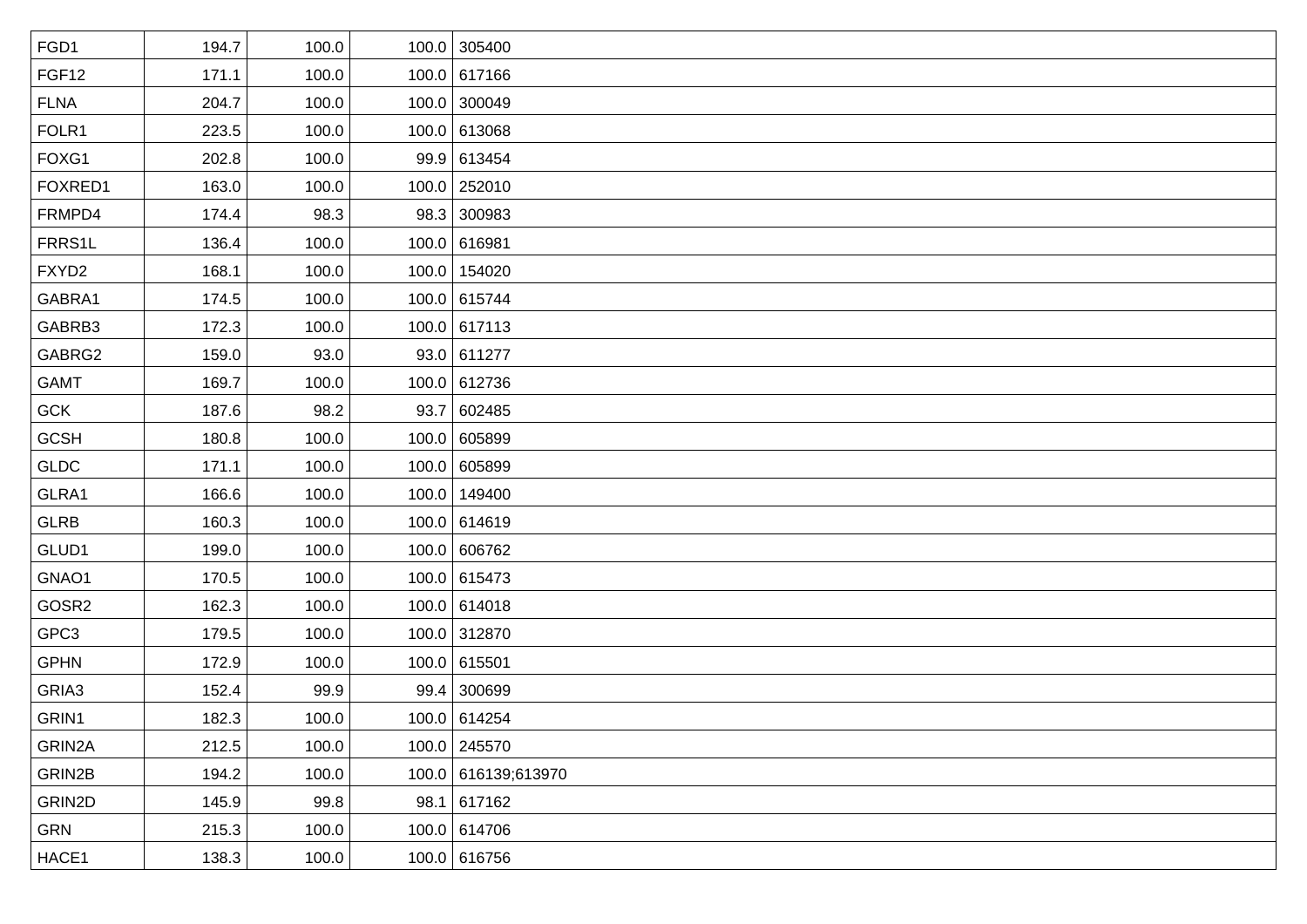| FGD1 | 194.7 | 100.0 | 100.0 | 305400 |
|---|---|---|---|---|
| FGF12 | 171.1 | 100.0 | 100.0 | 617166 |
| FLNA | 204.7 | 100.0 | 100.0 | 300049 |
| FOLR1 | 223.5 | 100.0 | 100.0 | 613068 |
| FOXG1 | 202.8 | 100.0 | 99.9 | 613454 |
| FOXRED1 | 163.0 | 100.0 | 100.0 | 252010 |
| FRMPD4 | 174.4 | 98.3 | 98.3 | 300983 |
| FRRS1L | 136.4 | 100.0 | 100.0 | 616981 |
| FXYD2 | 168.1 | 100.0 | 100.0 | 154020 |
| GABRA1 | 174.5 | 100.0 | 100.0 | 615744 |
| GABRB3 | 172.3 | 100.0 | 100.0 | 617113 |
| GABRG2 | 159.0 | 93.0 | 93.0 | 611277 |
| GAMT | 169.7 | 100.0 | 100.0 | 612736 |
| GCK | 187.6 | 98.2 | 93.7 | 602485 |
| GCSH | 180.8 | 100.0 | 100.0 | 605899 |
| GLDC | 171.1 | 100.0 | 100.0 | 605899 |
| GLRA1 | 166.6 | 100.0 | 100.0 | 149400 |
| GLRB | 160.3 | 100.0 | 100.0 | 614619 |
| GLUD1 | 199.0 | 100.0 | 100.0 | 606762 |
| GNAO1 | 170.5 | 100.0 | 100.0 | 615473 |
| GOSR2 | 162.3 | 100.0 | 100.0 | 614018 |
| GPC3 | 179.5 | 100.0 | 100.0 | 312870 |
| GPHN | 172.9 | 100.0 | 100.0 | 615501 |
| GRIA3 | 152.4 | 99.9 | 99.4 | 300699 |
| GRIN1 | 182.3 | 100.0 | 100.0 | 614254 |
| GRIN2A | 212.5 | 100.0 | 100.0 | 245570 |
| GRIN2B | 194.2 | 100.0 | 100.0 | 616139;613970 |
| GRIN2D | 145.9 | 99.8 | 98.1 | 617162 |
| GRN | 215.3 | 100.0 | 100.0 | 614706 |
| HACE1 | 138.3 | 100.0 | 100.0 | 616756 |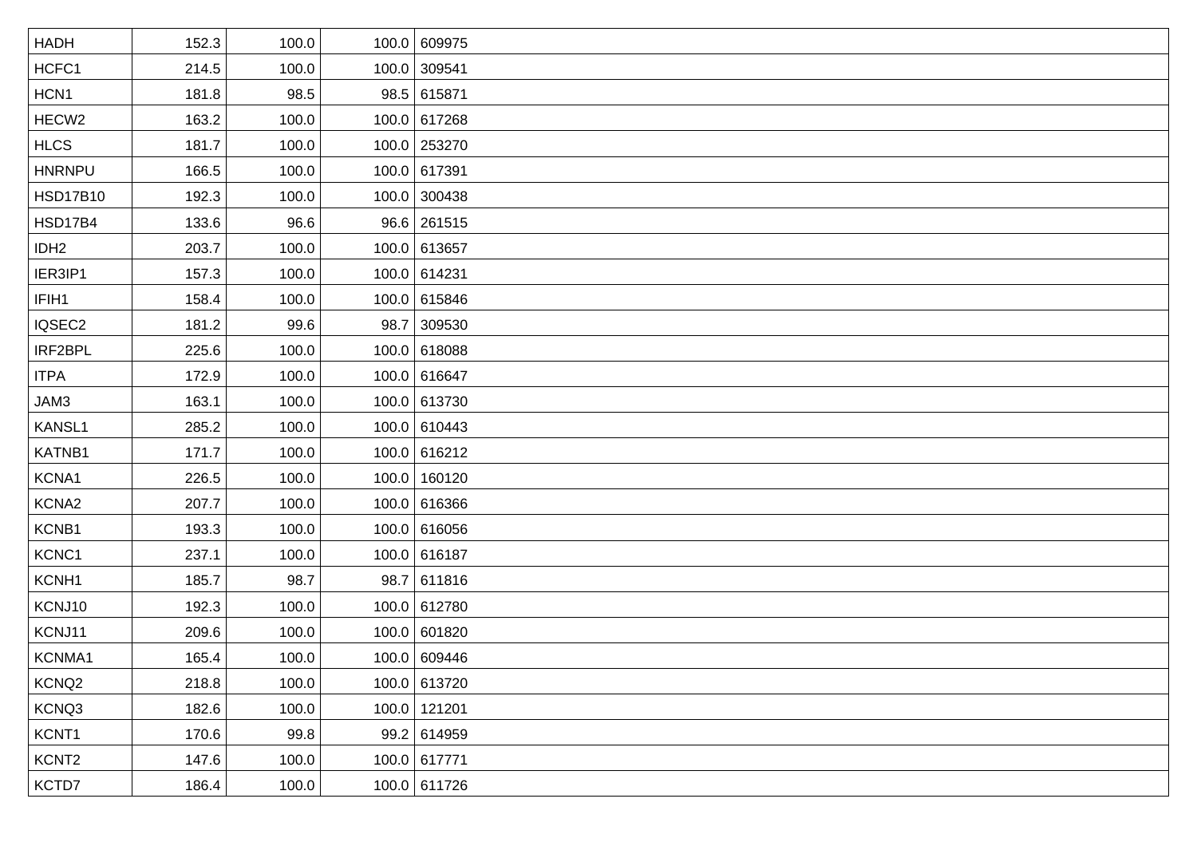| | | | | |
|---|---|---|---|---|
| HADH | 152.3 | 100.0 | 100.0 | 609975 |
| HCFC1 | 214.5 | 100.0 | 100.0 | 309541 |
| HCN1 | 181.8 | 98.5 | 98.5 | 615871 |
| HECW2 | 163.2 | 100.0 | 100.0 | 617268 |
| HLCS | 181.7 | 100.0 | 100.0 | 253270 |
| HNRNPU | 166.5 | 100.0 | 100.0 | 617391 |
| HSD17B10 | 192.3 | 100.0 | 100.0 | 300438 |
| HSD17B4 | 133.6 | 96.6 | 96.6 | 261515 |
| IDH2 | 203.7 | 100.0 | 100.0 | 613657 |
| IER3IP1 | 157.3 | 100.0 | 100.0 | 614231 |
| IFIH1 | 158.4 | 100.0 | 100.0 | 615846 |
| IQSEC2 | 181.2 | 99.6 | 98.7 | 309530 |
| IRF2BPL | 225.6 | 100.0 | 100.0 | 618088 |
| ITPA | 172.9 | 100.0 | 100.0 | 616647 |
| JAM3 | 163.1 | 100.0 | 100.0 | 613730 |
| KANSL1 | 285.2 | 100.0 | 100.0 | 610443 |
| KATNB1 | 171.7 | 100.0 | 100.0 | 616212 |
| KCNA1 | 226.5 | 100.0 | 100.0 | 160120 |
| KCNA2 | 207.7 | 100.0 | 100.0 | 616366 |
| KCNB1 | 193.3 | 100.0 | 100.0 | 616056 |
| KCNC1 | 237.1 | 100.0 | 100.0 | 616187 |
| KCNH1 | 185.7 | 98.7 | 98.7 | 611816 |
| KCNJ10 | 192.3 | 100.0 | 100.0 | 612780 |
| KCNJ11 | 209.6 | 100.0 | 100.0 | 601820 |
| KCNMA1 | 165.4 | 100.0 | 100.0 | 609446 |
| KCNQ2 | 218.8 | 100.0 | 100.0 | 613720 |
| KCNQ3 | 182.6 | 100.0 | 100.0 | 121201 |
| KCNT1 | 170.6 | 99.8 | 99.2 | 614959 |
| KCNT2 | 147.6 | 100.0 | 100.0 | 617771 |
| KCTD7 | 186.4 | 100.0 | 100.0 | 611726 |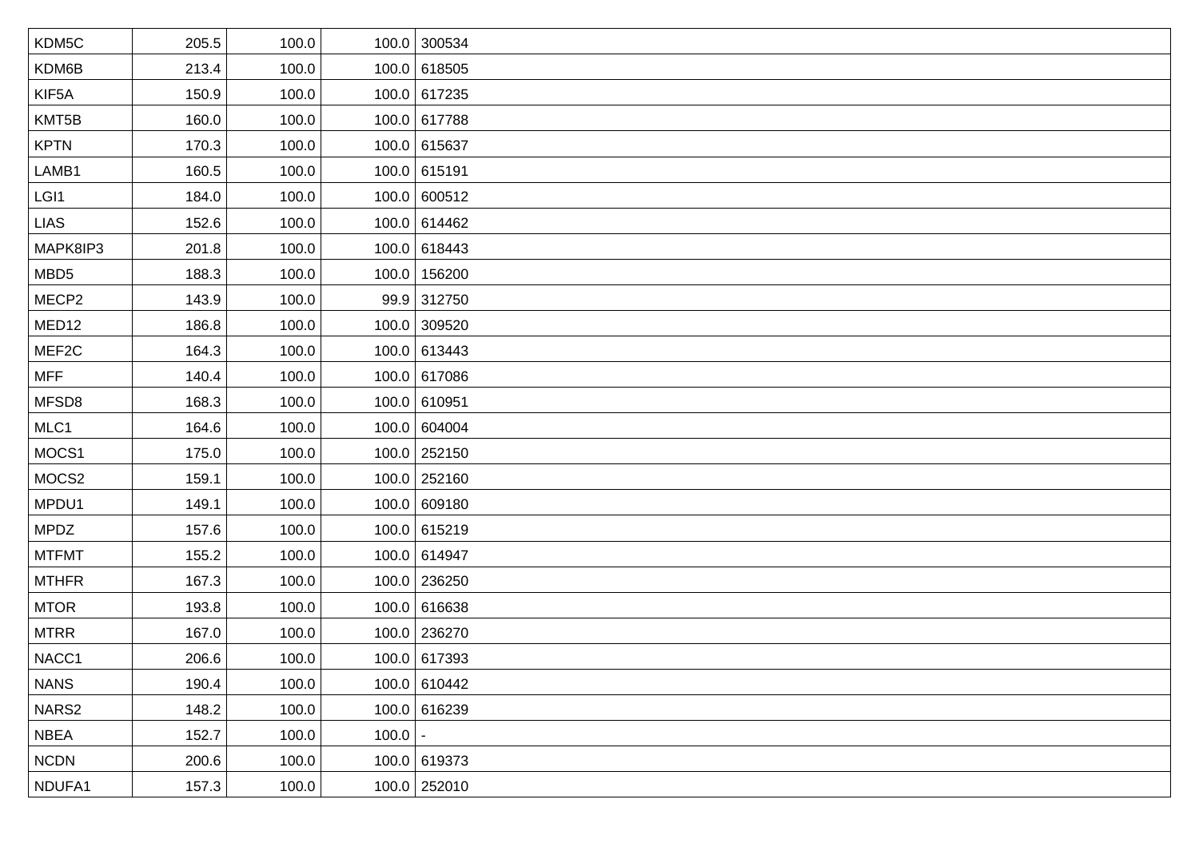| | | | | |
|---|---|---|---|---|
| KDM5C | 205.5 | 100.0 | 100.0 | 300534 |
| KDM6B | 213.4 | 100.0 | 100.0 | 618505 |
| KIF5A | 150.9 | 100.0 | 100.0 | 617235 |
| KMT5B | 160.0 | 100.0 | 100.0 | 617788 |
| KPTN | 170.3 | 100.0 | 100.0 | 615637 |
| LAMB1 | 160.5 | 100.0 | 100.0 | 615191 |
| LGI1 | 184.0 | 100.0 | 100.0 | 600512 |
| LIAS | 152.6 | 100.0 | 100.0 | 614462 |
| MAPK8IP3 | 201.8 | 100.0 | 100.0 | 618443 |
| MBD5 | 188.3 | 100.0 | 100.0 | 156200 |
| MECP2 | 143.9 | 100.0 | 99.9 | 312750 |
| MED12 | 186.8 | 100.0 | 100.0 | 309520 |
| MEF2C | 164.3 | 100.0 | 100.0 | 613443 |
| MFF | 140.4 | 100.0 | 100.0 | 617086 |
| MFSD8 | 168.3 | 100.0 | 100.0 | 610951 |
| MLC1 | 164.6 | 100.0 | 100.0 | 604004 |
| MOCS1 | 175.0 | 100.0 | 100.0 | 252150 |
| MOCS2 | 159.1 | 100.0 | 100.0 | 252160 |
| MPDU1 | 149.1 | 100.0 | 100.0 | 609180 |
| MPDZ | 157.6 | 100.0 | 100.0 | 615219 |
| MTFMT | 155.2 | 100.0 | 100.0 | 614947 |
| MTHFR | 167.3 | 100.0 | 100.0 | 236250 |
| MTOR | 193.8 | 100.0 | 100.0 | 616638 |
| MTRR | 167.0 | 100.0 | 100.0 | 236270 |
| NACC1 | 206.6 | 100.0 | 100.0 | 617393 |
| NANS | 190.4 | 100.0 | 100.0 | 610442 |
| NARS2 | 148.2 | 100.0 | 100.0 | 616239 |
| NBEA | 152.7 | 100.0 | 100.0 | - |
| NCDN | 200.6 | 100.0 | 100.0 | 619373 |
| NDUFA1 | 157.3 | 100.0 | 100.0 | 252010 |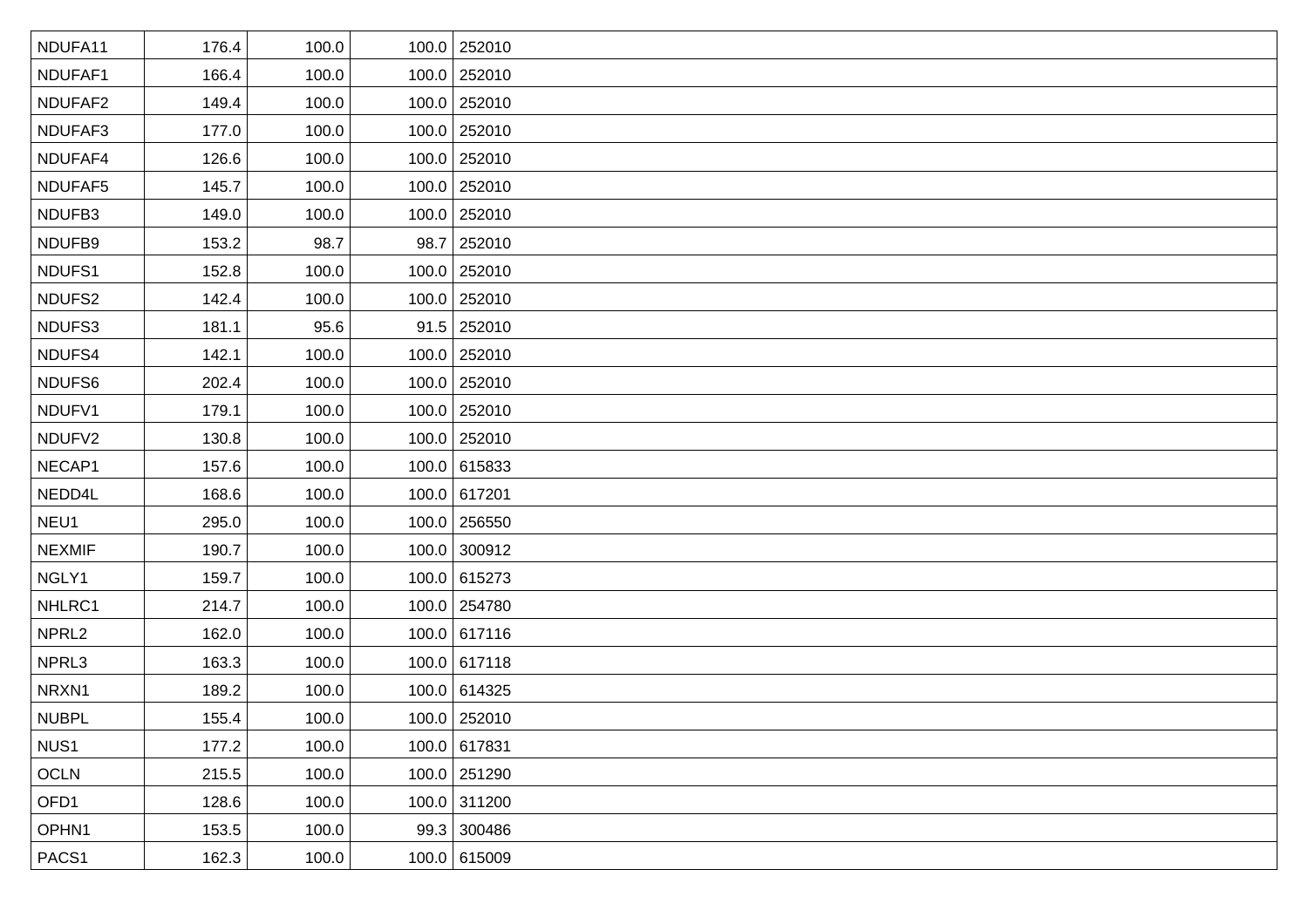| | | | | |
|---|---|---|---|---|
| NDUFA11 | 176.4 | 100.0 | 100.0 | 252010 |
| NDUFAF1 | 166.4 | 100.0 | 100.0 | 252010 |
| NDUFAF2 | 149.4 | 100.0 | 100.0 | 252010 |
| NDUFAF3 | 177.0 | 100.0 | 100.0 | 252010 |
| NDUFAF4 | 126.6 | 100.0 | 100.0 | 252010 |
| NDUFAF5 | 145.7 | 100.0 | 100.0 | 252010 |
| NDUFB3 | 149.0 | 100.0 | 100.0 | 252010 |
| NDUFB9 | 153.2 | 98.7 | 98.7 | 252010 |
| NDUFS1 | 152.8 | 100.0 | 100.0 | 252010 |
| NDUFS2 | 142.4 | 100.0 | 100.0 | 252010 |
| NDUFS3 | 181.1 | 95.6 | 91.5 | 252010 |
| NDUFS4 | 142.1 | 100.0 | 100.0 | 252010 |
| NDUFS6 | 202.4 | 100.0 | 100.0 | 252010 |
| NDUFV1 | 179.1 | 100.0 | 100.0 | 252010 |
| NDUFV2 | 130.8 | 100.0 | 100.0 | 252010 |
| NECAP1 | 157.6 | 100.0 | 100.0 | 615833 |
| NEDD4L | 168.6 | 100.0 | 100.0 | 617201 |
| NEU1 | 295.0 | 100.0 | 100.0 | 256550 |
| NEXMIF | 190.7 | 100.0 | 100.0 | 300912 |
| NGLY1 | 159.7 | 100.0 | 100.0 | 615273 |
| NHLRC1 | 214.7 | 100.0 | 100.0 | 254780 |
| NPRL2 | 162.0 | 100.0 | 100.0 | 617116 |
| NPRL3 | 163.3 | 100.0 | 100.0 | 617118 |
| NRXN1 | 189.2 | 100.0 | 100.0 | 614325 |
| NUBPL | 155.4 | 100.0 | 100.0 | 252010 |
| NUS1 | 177.2 | 100.0 | 100.0 | 617831 |
| OCLN | 215.5 | 100.0 | 100.0 | 251290 |
| OFD1 | 128.6 | 100.0 | 100.0 | 311200 |
| OPHN1 | 153.5 | 100.0 | 99.3 | 300486 |
| PACS1 | 162.3 | 100.0 | 100.0 | 615009 |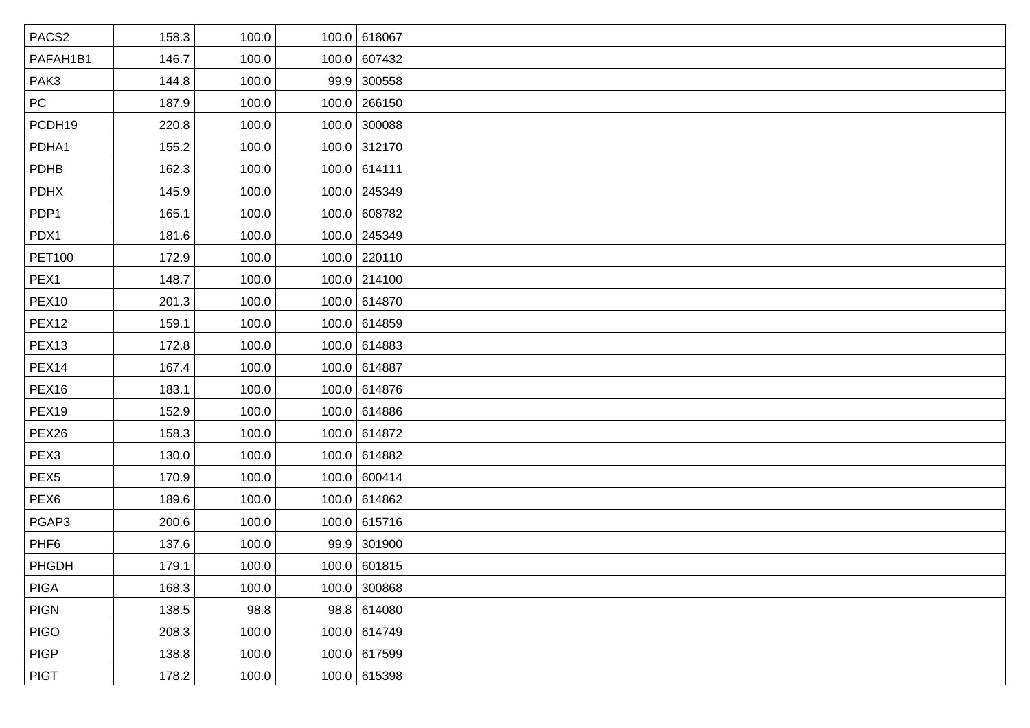| PACS2 | 158.3 | 100.0 | 100.0 | 618067 |
|---|---|---|---|---|
| PAFAH1B1 | 146.7 | 100.0 | 100.0 | 607432 |
| PAK3 | 144.8 | 100.0 | 99.9 | 300558 |
| PC | 187.9 | 100.0 | 100.0 | 266150 |
| PCDH19 | 220.8 | 100.0 | 100.0 | 300088 |
| PDHA1 | 155.2 | 100.0 | 100.0 | 312170 |
| PDHB | 162.3 | 100.0 | 100.0 | 614111 |
| PDHX | 145.9 | 100.0 | 100.0 | 245349 |
| PDP1 | 165.1 | 100.0 | 100.0 | 608782 |
| PDX1 | 181.6 | 100.0 | 100.0 | 245349 |
| PET100 | 172.9 | 100.0 | 100.0 | 220110 |
| PEX1 | 148.7 | 100.0 | 100.0 | 214100 |
| PEX10 | 201.3 | 100.0 | 100.0 | 614870 |
| PEX12 | 159.1 | 100.0 | 100.0 | 614859 |
| PEX13 | 172.8 | 100.0 | 100.0 | 614883 |
| PEX14 | 167.4 | 100.0 | 100.0 | 614887 |
| PEX16 | 183.1 | 100.0 | 100.0 | 614876 |
| PEX19 | 152.9 | 100.0 | 100.0 | 614886 |
| PEX26 | 158.3 | 100.0 | 100.0 | 614872 |
| PEX3 | 130.0 | 100.0 | 100.0 | 614882 |
| PEX5 | 170.9 | 100.0 | 100.0 | 600414 |
| PEX6 | 189.6 | 100.0 | 100.0 | 614862 |
| PGAP3 | 200.6 | 100.0 | 100.0 | 615716 |
| PHF6 | 137.6 | 100.0 | 99.9 | 301900 |
| PHGDH | 179.1 | 100.0 | 100.0 | 601815 |
| PIGA | 168.3 | 100.0 | 100.0 | 300868 |
| PIGN | 138.5 | 98.8 | 98.8 | 614080 |
| PIGO | 208.3 | 100.0 | 100.0 | 614749 |
| PIGP | 138.8 | 100.0 | 100.0 | 617599 |
| PIGT | 178.2 | 100.0 | 100.0 | 615398 |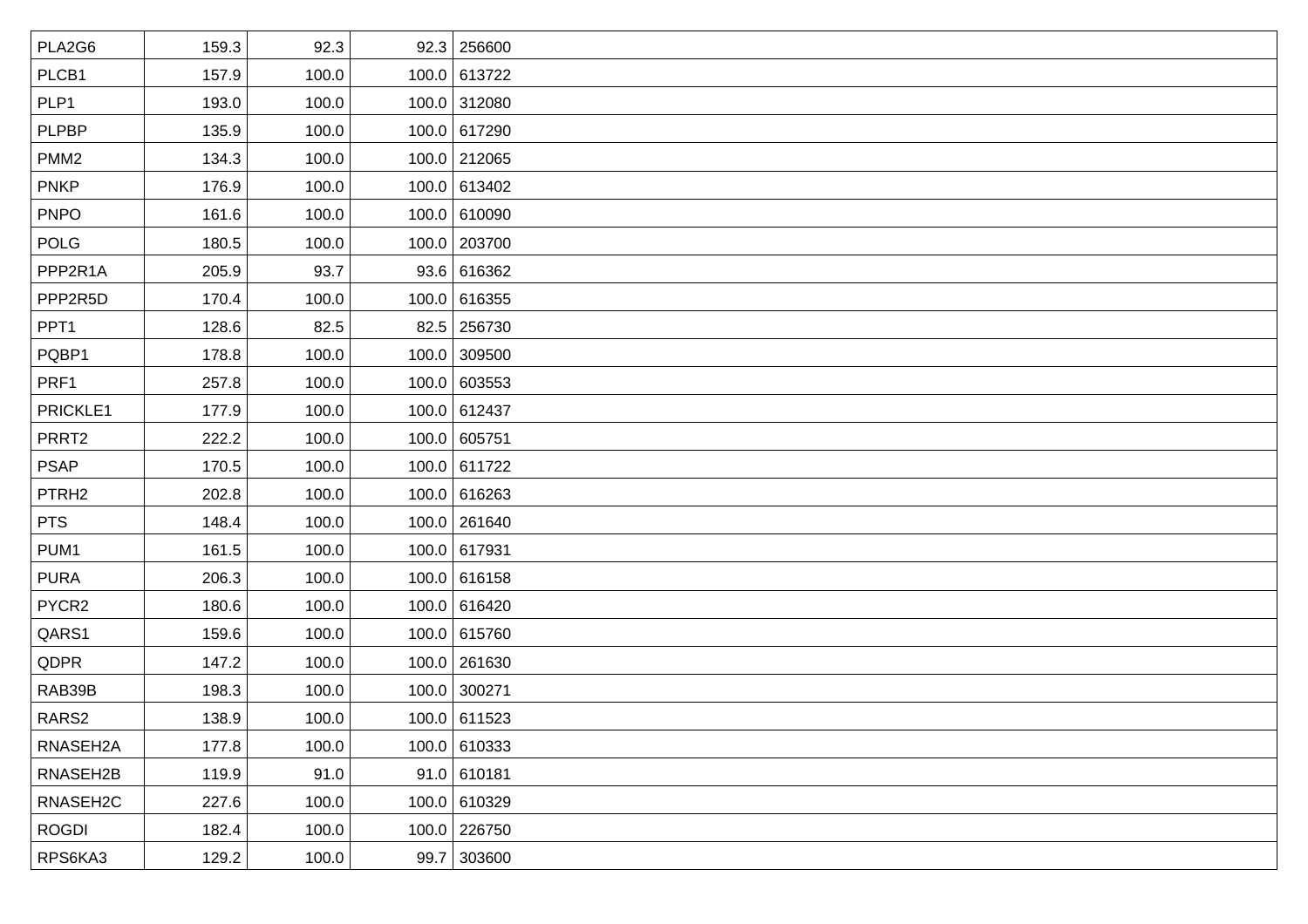| | | | | |
|---|---|---|---|---|
| PLA2G6 | 159.3 | 92.3 | 92.3 | 256600 |
| PLCB1 | 157.9 | 100.0 | 100.0 | 613722 |
| PLP1 | 193.0 | 100.0 | 100.0 | 312080 |
| PLPBP | 135.9 | 100.0 | 100.0 | 617290 |
| PMM2 | 134.3 | 100.0 | 100.0 | 212065 |
| PNKP | 176.9 | 100.0 | 100.0 | 613402 |
| PNPO | 161.6 | 100.0 | 100.0 | 610090 |
| POLG | 180.5 | 100.0 | 100.0 | 203700 |
| PPP2R1A | 205.9 | 93.7 | 93.6 | 616362 |
| PPP2R5D | 170.4 | 100.0 | 100.0 | 616355 |
| PPT1 | 128.6 | 82.5 | 82.5 | 256730 |
| PQBP1 | 178.8 | 100.0 | 100.0 | 309500 |
| PRF1 | 257.8 | 100.0 | 100.0 | 603553 |
| PRICKLE1 | 177.9 | 100.0 | 100.0 | 612437 |
| PRRT2 | 222.2 | 100.0 | 100.0 | 605751 |
| PSAP | 170.5 | 100.0 | 100.0 | 611722 |
| PTRH2 | 202.8 | 100.0 | 100.0 | 616263 |
| PTS | 148.4 | 100.0 | 100.0 | 261640 |
| PUM1 | 161.5 | 100.0 | 100.0 | 617931 |
| PURA | 206.3 | 100.0 | 100.0 | 616158 |
| PYCR2 | 180.6 | 100.0 | 100.0 | 616420 |
| QARS1 | 159.6 | 100.0 | 100.0 | 615760 |
| QDPR | 147.2 | 100.0 | 100.0 | 261630 |
| RAB39B | 198.3 | 100.0 | 100.0 | 300271 |
| RARS2 | 138.9 | 100.0 | 100.0 | 611523 |
| RNASEH2A | 177.8 | 100.0 | 100.0 | 610333 |
| RNASEH2B | 119.9 | 91.0 | 91.0 | 610181 |
| RNASEH2C | 227.6 | 100.0 | 100.0 | 610329 |
| ROGDI | 182.4 | 100.0 | 100.0 | 226750 |
| RPS6KA3 | 129.2 | 100.0 | 99.7 | 303600 |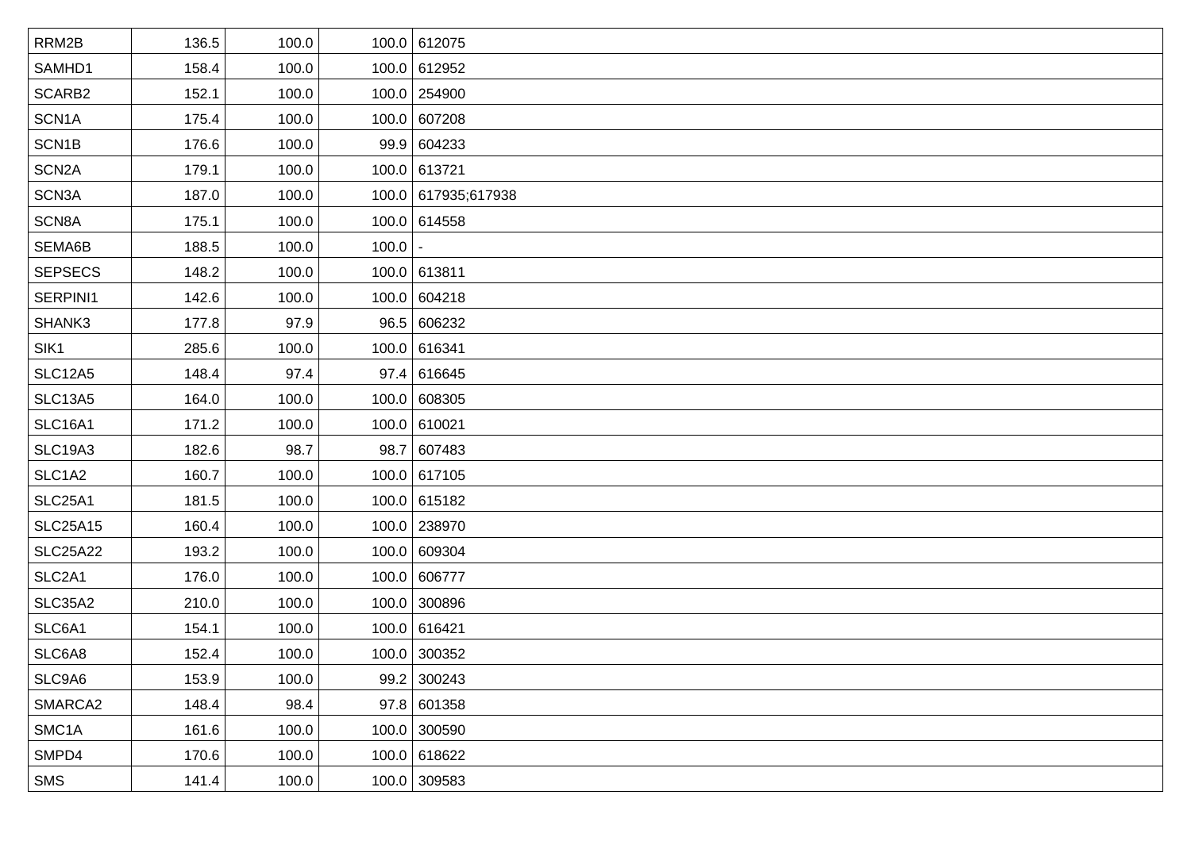| RRM2B | 136.5 | 100.0 | 100.0 | 612075 |
|---|---|---|---|---|
| SAMHD1 | 158.4 | 100.0 | 100.0 | 612952 |
| SCARB2 | 152.1 | 100.0 | 100.0 | 254900 |
| SCN1A | 175.4 | 100.0 | 100.0 | 607208 |
| SCN1B | 176.6 | 100.0 | 99.9 | 604233 |
| SCN2A | 179.1 | 100.0 | 100.0 | 613721 |
| SCN3A | 187.0 | 100.0 | 100.0 | 617935;617938 |
| SCN8A | 175.1 | 100.0 | 100.0 | 614558 |
| SEMA6B | 188.5 | 100.0 | 100.0 | - |
| SEPSECS | 148.2 | 100.0 | 100.0 | 613811 |
| SERPINI1 | 142.6 | 100.0 | 100.0 | 604218 |
| SHANK3 | 177.8 | 97.9 | 96.5 | 606232 |
| SIK1 | 285.6 | 100.0 | 100.0 | 616341 |
| SLC12A5 | 148.4 | 97.4 | 97.4 | 616645 |
| SLC13A5 | 164.0 | 100.0 | 100.0 | 608305 |
| SLC16A1 | 171.2 | 100.0 | 100.0 | 610021 |
| SLC19A3 | 182.6 | 98.7 | 98.7 | 607483 |
| SLC1A2 | 160.7 | 100.0 | 100.0 | 617105 |
| SLC25A1 | 181.5 | 100.0 | 100.0 | 615182 |
| SLC25A15 | 160.4 | 100.0 | 100.0 | 238970 |
| SLC25A22 | 193.2 | 100.0 | 100.0 | 609304 |
| SLC2A1 | 176.0 | 100.0 | 100.0 | 606777 |
| SLC35A2 | 210.0 | 100.0 | 100.0 | 300896 |
| SLC6A1 | 154.1 | 100.0 | 100.0 | 616421 |
| SLC6A8 | 152.4 | 100.0 | 100.0 | 300352 |
| SLC9A6 | 153.9 | 100.0 | 99.2 | 300243 |
| SMARCA2 | 148.4 | 98.4 | 97.8 | 601358 |
| SMC1A | 161.6 | 100.0 | 100.0 | 300590 |
| SMPD4 | 170.6 | 100.0 | 100.0 | 618622 |
| SMS | 141.4 | 100.0 | 100.0 | 309583 |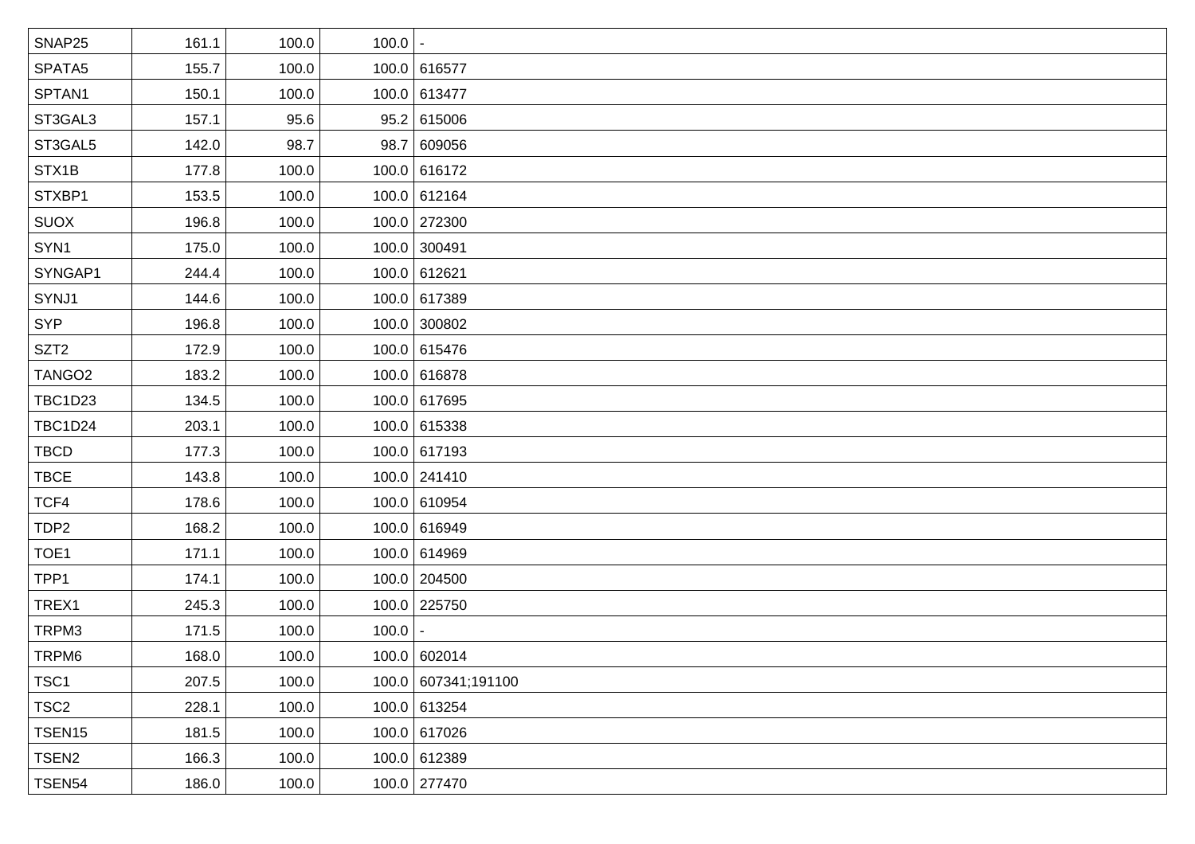| | | | | |
|---|---|---|---|---|
| SNAP25 | 161.1 | 100.0 | 100.0 | - |
| SPATA5 | 155.7 | 100.0 | 100.0 | 616577 |
| SPTAN1 | 150.1 | 100.0 | 100.0 | 613477 |
| ST3GAL3 | 157.1 | 95.6 | 95.2 | 615006 |
| ST3GAL5 | 142.0 | 98.7 | 98.7 | 609056 |
| STX1B | 177.8 | 100.0 | 100.0 | 616172 |
| STXBP1 | 153.5 | 100.0 | 100.0 | 612164 |
| SUOX | 196.8 | 100.0 | 100.0 | 272300 |
| SYN1 | 175.0 | 100.0 | 100.0 | 300491 |
| SYNGAP1 | 244.4 | 100.0 | 100.0 | 612621 |
| SYNJ1 | 144.6 | 100.0 | 100.0 | 617389 |
| SYP | 196.8 | 100.0 | 100.0 | 300802 |
| SZT2 | 172.9 | 100.0 | 100.0 | 615476 |
| TANGO2 | 183.2 | 100.0 | 100.0 | 616878 |
| TBC1D23 | 134.5 | 100.0 | 100.0 | 617695 |
| TBC1D24 | 203.1 | 100.0 | 100.0 | 615338 |
| TBCD | 177.3 | 100.0 | 100.0 | 617193 |
| TBCE | 143.8 | 100.0 | 100.0 | 241410 |
| TCF4 | 178.6 | 100.0 | 100.0 | 610954 |
| TDP2 | 168.2 | 100.0 | 100.0 | 616949 |
| TOE1 | 171.1 | 100.0 | 100.0 | 614969 |
| TPP1 | 174.1 | 100.0 | 100.0 | 204500 |
| TREX1 | 245.3 | 100.0 | 100.0 | 225750 |
| TRPM3 | 171.5 | 100.0 | 100.0 | - |
| TRPM6 | 168.0 | 100.0 | 100.0 | 602014 |
| TSC1 | 207.5 | 100.0 | 100.0 | 607341;191100 |
| TSC2 | 228.1 | 100.0 | 100.0 | 613254 |
| TSEN15 | 181.5 | 100.0 | 100.0 | 617026 |
| TSEN2 | 166.3 | 100.0 | 100.0 | 612389 |
| TSEN54 | 186.0 | 100.0 | 100.0 | 277470 |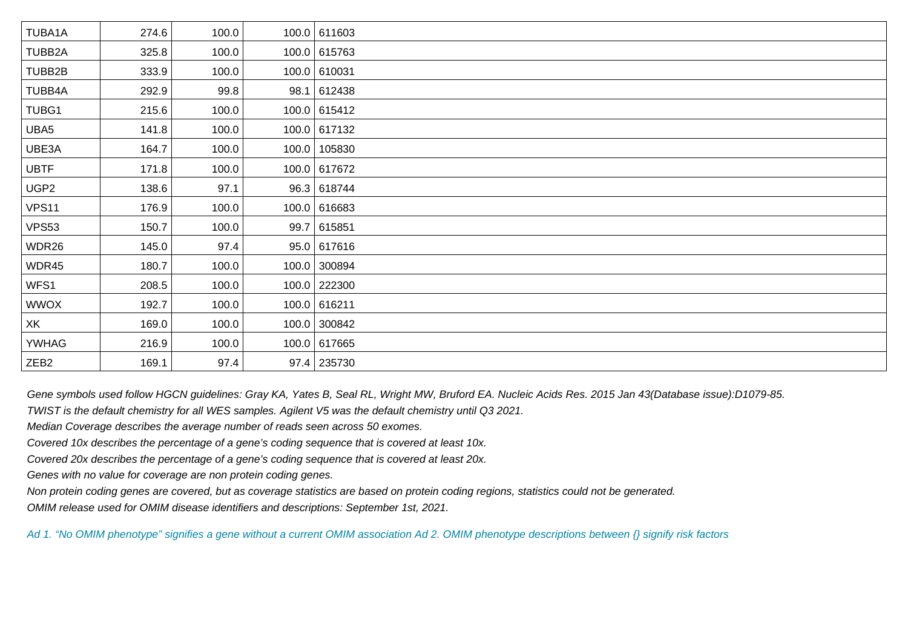| | | | | | |
|---|---|---|---|---|---|
| TUBA1A | 274.6 | 100.0 | 100.0 | 611603 | |
| TUBB2A | 325.8 | 100.0 | 100.0 | 615763 | |
| TUBB2B | 333.9 | 100.0 | 100.0 | 610031 | |
| TUBB4A | 292.9 | 99.8 | 98.1 | 612438 | |
| TUBG1 | 215.6 | 100.0 | 100.0 | 615412 | |
| UBA5 | 141.8 | 100.0 | 100.0 | 617132 | |
| UBE3A | 164.7 | 100.0 | 100.0 | 105830 | |
| UBTF | 171.8 | 100.0 | 100.0 | 617672 | |
| UGP2 | 138.6 | 97.1 | 96.3 | 618744 | |
| VPS11 | 176.9 | 100.0 | 100.0 | 616683 | |
| VPS53 | 150.7 | 100.0 | 99.7 | 615851 | |
| WDR26 | 145.0 | 97.4 | 95.0 | 617616 | |
| WDR45 | 180.7 | 100.0 | 100.0 | 300894 | |
| WFS1 | 208.5 | 100.0 | 100.0 | 222300 | |
| WWOX | 192.7 | 100.0 | 100.0 | 616211 | |
| XK | 169.0 | 100.0 | 100.0 | 300842 | |
| YWHAG | 216.9 | 100.0 | 100.0 | 617665 | |
| ZEB2 | 169.1 | 97.4 | 97.4 | 235730 | |

*Gene symbols used follow HGCN guidelines: Gray KA, Yates B, Seal RL, Wright MW, Bruford EA. Nucleic Acids Res. 2015 Jan 43(Database issue):D1079-85.*

*TWIST is the default chemistry for all WES samples. Agilent V5 was the default chemistry until Q3 2021.*

*Median Coverage describes the average number of reads seen across 50 exomes.*

*Covered 10x describes the percentage of a gene's coding sequence that is covered at least 10x.*

*Covered 20x describes the percentage of a gene's coding sequence that is covered at least 20x.*

*Genes with no value for coverage are non protein coding genes.*

*Non protein coding genes are covered, but as coverage statistics are based on protein coding regions, statistics could not be generated.*

*OMIM release used for OMIM disease identifiers and descriptions: September 1st, 2021.*

*Ad 1. "No OMIM phenotype" signifies a gene without a current OMIM association Ad 2. OMIM phenotype descriptions between {} signify risk factors*